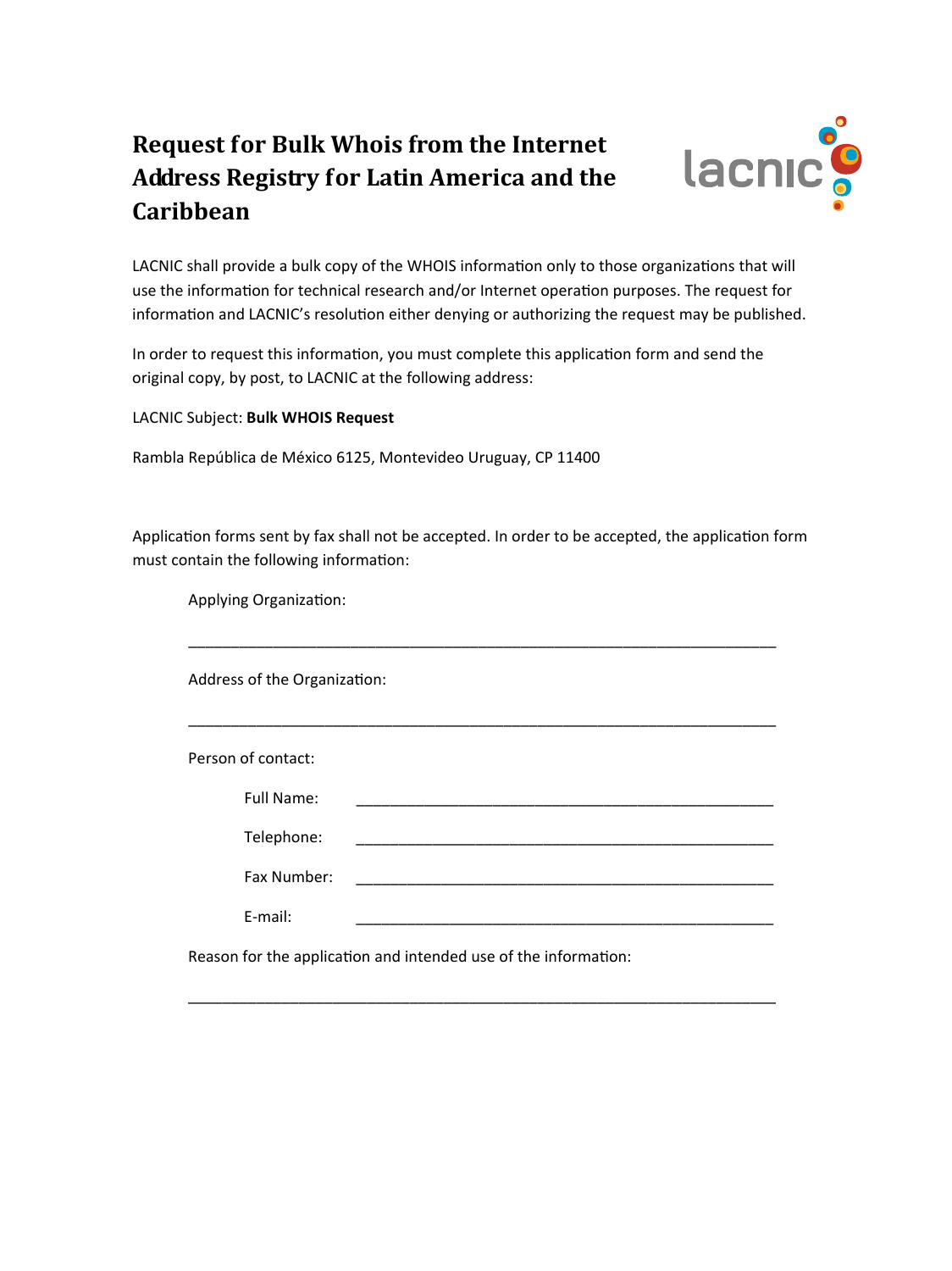# Request for Bulk Whois from the Internet Address Registry for Latin America and the Caribbean

LACNIC shall provide a bulk copy of the WHOIS information only to those organizations that will use the information for technical research and/or Internet operation purposes. The request for information and LACNIC's resolution either denying or authorizing the request may be published.

In order to request this information, you must complete this application form and send the original copy, by post, to LACNIC at the following address:

LACNIC Subject: **Bulk WHOIS Request**

Rambla República de México 6125, Montevideo Uruguay, CP 11400

Application forms sent by fax shall not be accepted. In order to be accepted, the application form must contain the following information:

Applying Organization:

_______________________________________________________________________

Address of the Organization:

_______________________________________________________________________

Person of contact:

Full Name: _______________________________________________

Telephone: _______________________________________________

Fax Number: _______________________________________________

E-mail: _______________________________________________

Reason for the application and intended use of the information:

_______________________________________________________________________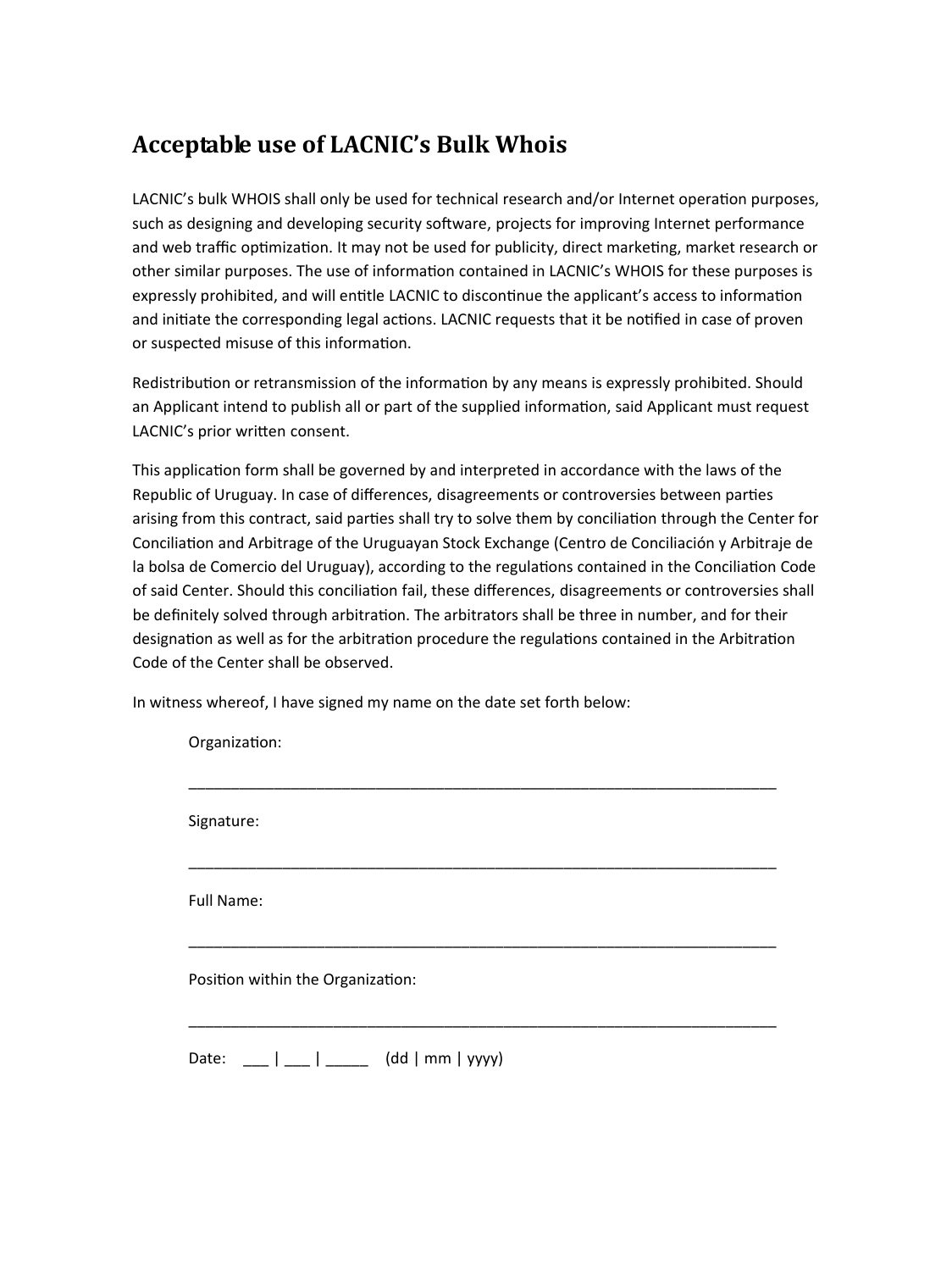# Acceptable use of LACNIC's Bulk Whois

LACNIC's bulk WHOIS shall only be used for technical research and/or Internet operation purposes, such as designing and developing security software, projects for improving Internet performance and web traffic optimization. It may not be used for publicity, direct marketing, market research or other similar purposes. The use of information contained in LACNIC's WHOIS for these purposes is expressly prohibited, and will entitle LACNIC to discontinue the applicant's access to information and initiate the corresponding legal actions. LACNIC requests that it be notified in case of proven or suspected misuse of this information.

Redistribution or retransmission of the information by any means is expressly prohibited. Should an Applicant intend to publish all or part of the supplied information, said Applicant must request LACNIC's prior written consent.

This application form shall be governed by and interpreted in accordance with the laws of the Republic of Uruguay. In case of differences, disagreements or controversies between parties arising from this contract, said parties shall try to solve them by conciliation through the Center for Conciliation and Arbitrage of the Uruguayan Stock Exchange (Centro de Conciliación y Arbitraje de la bolsa de Comercio del Uruguay), according to the regulations contained in the Conciliation Code of said Center. Should this conciliation fail, these differences, disagreements or controversies shall be definitely solved through arbitration. The arbitrators shall be three in number, and for their designation as well as for the arbitration procedure the regulations contained in the Arbitration Code of the Center shall be observed.

In witness whereof, I have signed my name on the date set forth below:

Organization:

___________________________________________________________________________

Signature:

___________________________________________________________________________

Full Name:

___________________________________________________________________________

Position within the Organization:

___________________________________________________________________________

Date: ___ | ___ | _____ (dd | mm | yyyy)